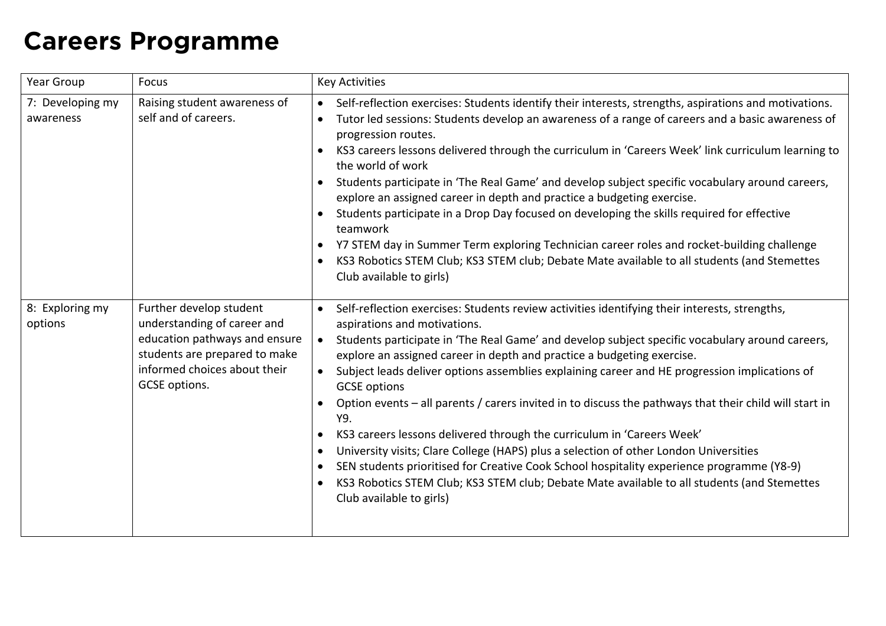# Careers Programme

| Year Group | Focus | Key Activities |
| --- | --- | --- |
| 7: Developing my awareness | Raising student awareness of self and of careers. | • Self-reflection exercises: Students identify their interests, strengths, aspirations and motivations.<br>• Tutor led sessions: Students develop an awareness of a range of careers and a basic awareness of progression routes.<br>• KS3 careers lessons delivered through the curriculum in 'Careers Week' link curriculum learning to the world of work<br>• Students participate in 'The Real Game' and develop subject specific vocabulary around careers, explore an assigned career in depth and practice a budgeting exercise.<br>• Students participate in a Drop Day focused on developing the skills required for effective teamwork<br>• Y7 STEM day in Summer Term exploring Technician career roles and rocket-building challenge<br>• KS3 Robotics STEM Club; KS3 STEM club; Debate Mate available to all students (and Stemettes Club available to girls) |
| 8: Exploring my options | Further develop student understanding of career and education pathways and ensure students are prepared to make informed choices about their GCSE options. | • Self-reflection exercises: Students review activities identifying their interests, strengths, aspirations and motivations.<br>• Students participate in 'The Real Game' and develop subject specific vocabulary around careers, explore an assigned career in depth and practice a budgeting exercise.<br>• Subject leads deliver options assemblies explaining career and HE progression implications of GCSE options<br>• Option events – all parents / carers invited in to discuss the pathways that their child will start in Y9.<br>• KS3 careers lessons delivered through the curriculum in 'Careers Week'<br>• University visits; Clare College (HAPS) plus a selection of other London Universities<br>• SEN students prioritised for Creative Cook School hospitality experience programme (Y8-9)<br>• KS3 Robotics STEM Club; KS3 STEM club; Debate Mate available to all students (and Stemettes Club available to girls) |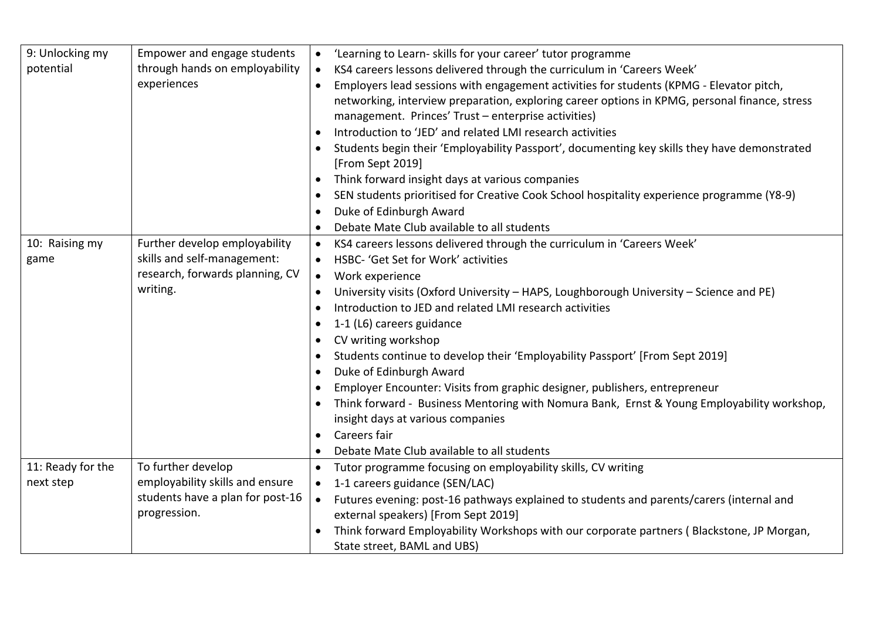| | | |
|---|---|---|
| 9: Unlocking my potential | Empower and engage students through hands on employability experiences | • 'Learning to Learn- skills for your career' tutor programme<br>• KS4 careers lessons delivered through the curriculum in 'Careers Week'<br>• Employers lead sessions with engagement activities for students (KPMG - Elevator pitch, networking, interview preparation, exploring career options in KPMG, personal finance, stress management. Princes' Trust – enterprise activities)<br>• Introduction to 'JED' and related LMI research activities<br>• Students begin their 'Employability Passport', documenting key skills they have demonstrated [From Sept 2019]<br>• Think forward insight days at various companies<br>• SEN students prioritised for Creative Cook School hospitality experience programme (Y8-9)<br>• Duke of Edinburgh Award<br>• Debate Mate Club available to all students |
| 10: Raising my game | Further develop employability skills and self-management: research, forwards planning, CV writing. | • KS4 careers lessons delivered through the curriculum in 'Careers Week'<br>• HSBC- 'Get Set for Work' activities<br>• Work experience<br>• University visits (Oxford University – HAPS, Loughborough University – Science and PE)<br>• Introduction to JED and related LMI research activities<br>• 1-1 (L6) careers guidance<br>• CV writing workshop<br>• Students continue to develop their 'Employability Passport' [From Sept 2019]<br>• Duke of Edinburgh Award<br>• Employer Encounter: Visits from graphic designer, publishers, entrepreneur<br>• Think forward - Business Mentoring with Nomura Bank, Ernst & Young Employability workshop, insight days at various companies<br>• Careers fair<br>• Debate Mate Club available to all students |
| 11: Ready for the next step | To further develop employability skills and ensure students have a plan for post-16 progression. | • Tutor programme focusing on employability skills, CV writing<br>• 1-1 careers guidance (SEN/LAC)<br>• Futures evening: post-16 pathways explained to students and parents/carers (internal and external speakers) [From Sept 2019]<br>• Think forward Employability Workshops with our corporate partners ( Blackstone, JP Morgan, State street, BAML and UBS) |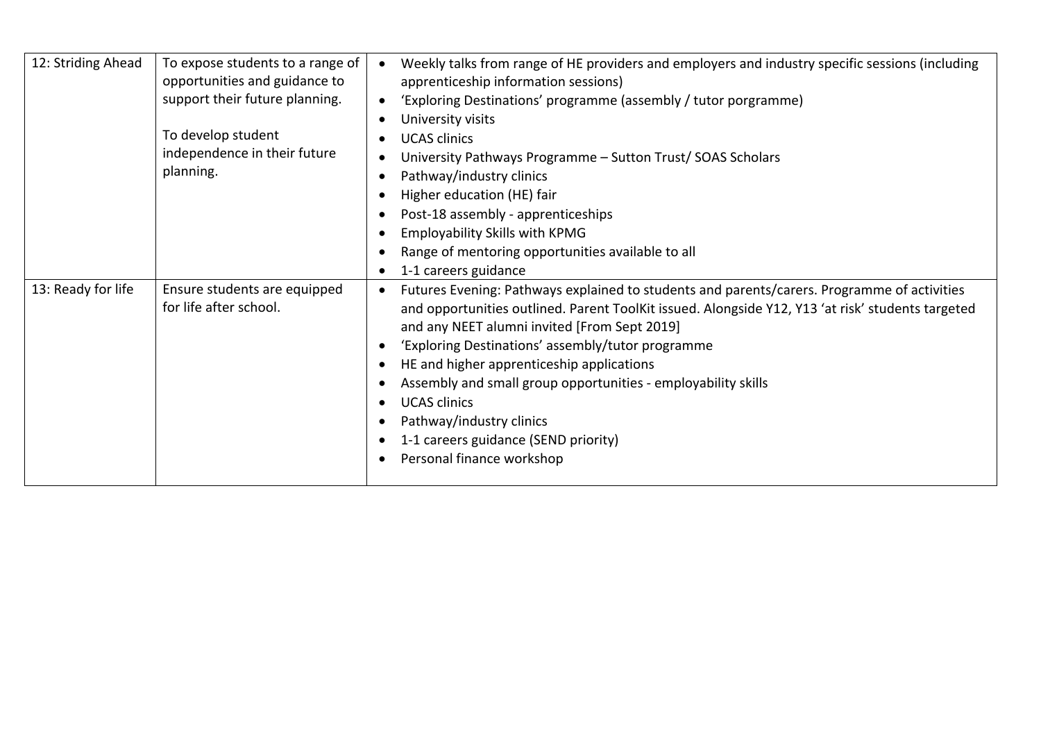| | | |
|---|---|---|
| 12: Striding Ahead | To expose students to a range of opportunities and guidance to support their future planning.<br><br>To develop student independence in their future planning. | • Weekly talks from range of HE providers and employers and industry specific sessions (including apprenticeship information sessions)<br>• 'Exploring Destinations' programme (assembly / tutor porgramme)<br>• University visits<br>• UCAS clinics<br>• University Pathways Programme – Sutton Trust/ SOAS Scholars<br>• Pathway/industry clinics<br>• Higher education (HE) fair<br>• Post-18 assembly - apprenticeships<br>• Employability Skills with KPMG<br>• Range of mentoring opportunities available to all<br>• 1-1 careers guidance |
| 13: Ready for life | Ensure students are equipped for life after school. | • Futures Evening: Pathways explained to students and parents/carers. Programme of activities and opportunities outlined. Parent ToolKit issued. Alongside Y12, Y13 'at risk' students targeted and any NEET alumni invited [From Sept 2019]<br>• 'Exploring Destinations' assembly/tutor programme<br>• HE and higher apprenticeship applications<br>• Assembly and small group opportunities - employability skills<br>• UCAS clinics<br>• Pathway/industry clinics<br>• 1-1 careers guidance (SEND priority)<br>• Personal finance workshop |